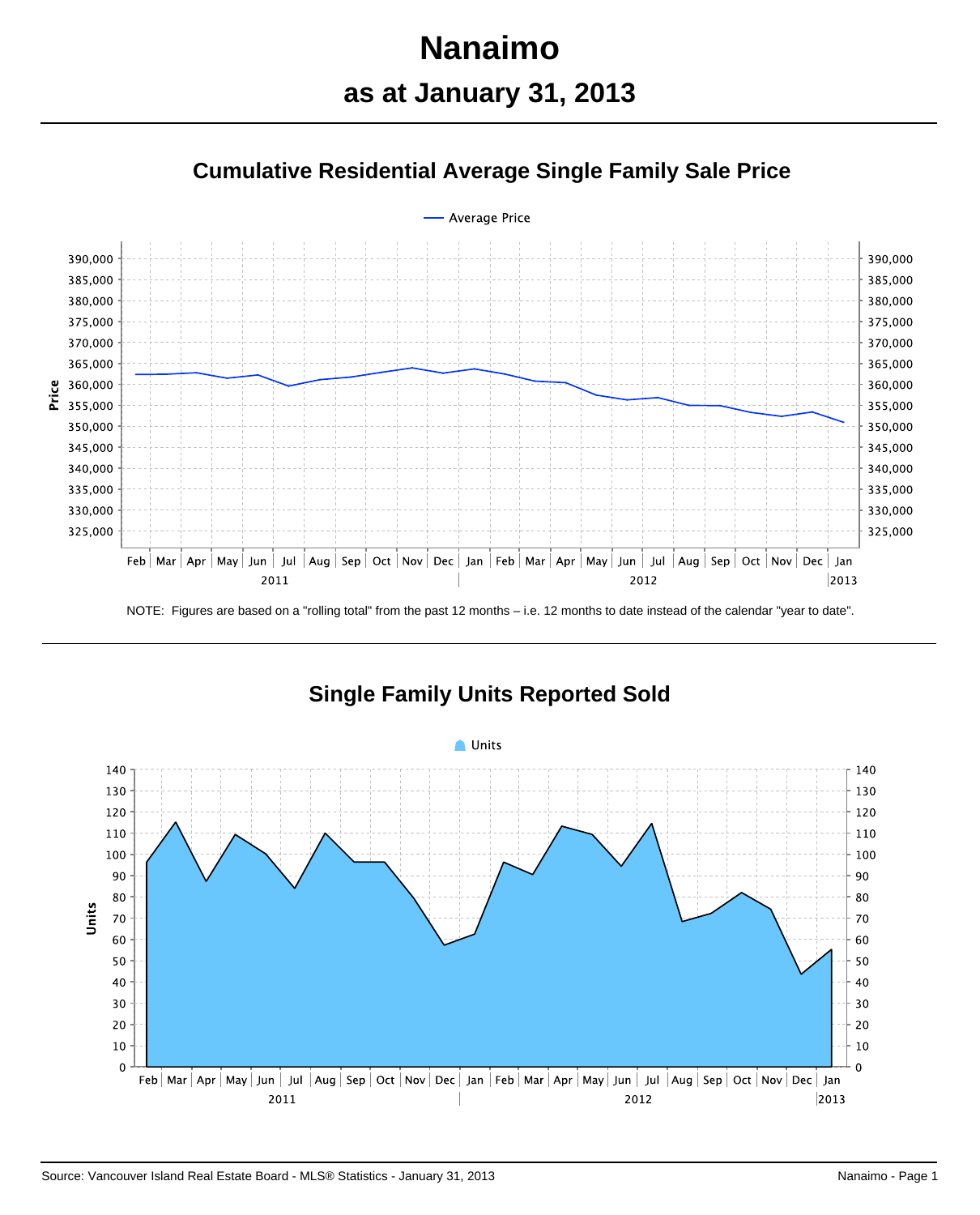# Nanaimo

## as at January 31, 2013

### Cumulative Residential Average Single Family Sale Price

Average Price

Price

390,000
385,000
380,000
375,000
370,000
365,000
360,000
355,000
350,000
345,000
340,000
335,000
330,000
325,000

Feb Mar Apr May Jun Jul Aug Sep Oct Nov Dec Jan Feb Mar Apr May Jun Jul Aug Sep Oct Nov Dec Jan

2011 2012 2013

NOTE: Figures are based on a "rolling total" from the past 12 months – i.e. 12 months to date instead of the calendar "year to date".

### Single Family Units Reported Sold

Units

Units

140
130
120
110
100
90
80
70
60
50
40
30
20
10
0

Feb Mar Apr May Jun Jul Aug Sep Oct Nov Dec Jan Feb Mar Apr May Jun Jul Aug Sep Oct Nov Dec Jan

2011 2012 2013

Source: Vancouver Island Real Estate Board - MLS® Statistics - January 31, 2013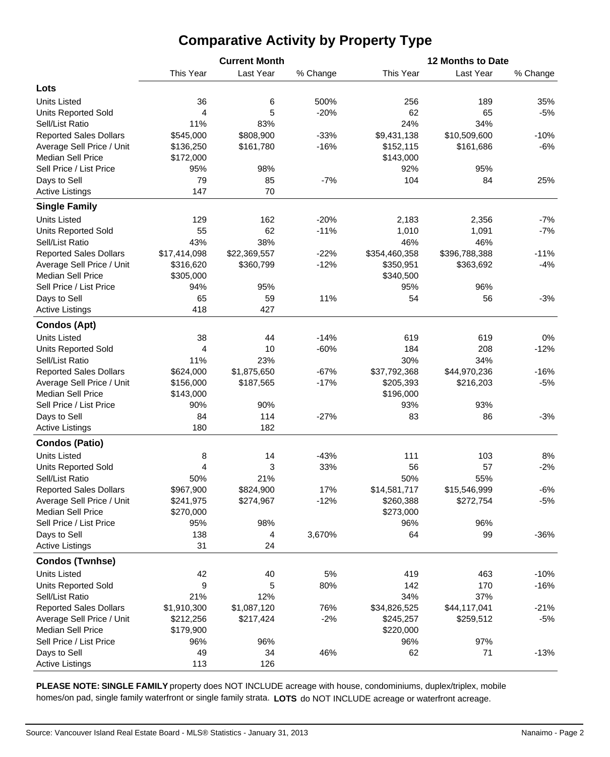# Comparative Activity by Property Type

| | Current Month | | | 12 Months to Date | | |
|---|---|---|---|---|---|---|
| | This Year | Last Year | % Change | This Year | Last Year | % Change |
| **Lots** | | | | | | |
| Units Listed | 36 | 6 | 500% | 256 | 189 | 35% |
| Units Reported Sold | 4 | 5 | -20% | 62 | 65 | -5% |
| Sell/List Ratio | 11% | 83% | | 24% | 34% | |
| Reported Sales Dollars | $545,000 | $808,900 | -33% | $9,431,138 | $10,509,600 | -10% |
| Average Sell Price / Unit | $136,250 | $161,780 | -16% | $152,115 | $161,686 | -6% |
| Median Sell Price | $172,000 | | | $143,000 | | |
| Sell Price / List Price | 95% | 98% | | 92% | 95% | |
| Days to Sell | 79 | 85 | -7% | 104 | 84 | 25% |
| Active Listings | 147 | 70 | | | | |
| **Single Family** | | | | | | |
| Units Listed | 129 | 162 | -20% | 2,183 | 2,356 | -7% |
| Units Reported Sold | 55 | 62 | -11% | 1,010 | 1,091 | -7% |
| Sell/List Ratio | 43% | 38% | | 46% | 46% | |
| Reported Sales Dollars | $17,414,098 | $22,369,557 | -22% | $354,460,358 | $396,788,388 | -11% |
| Average Sell Price / Unit | $316,620 | $360,799 | -12% | $350,951 | $363,692 | -4% |
| Median Sell Price | $305,000 | | | $340,500 | | |
| Sell Price / List Price | 94% | 95% | | 95% | 96% | |
| Days to Sell | 65 | 59 | 11% | 54 | 56 | -3% |
| Active Listings | 418 | 427 | | | | |
| **Condos (Apt)** | | | | | | |
| Units Listed | 38 | 44 | -14% | 619 | 619 | 0% |
| Units Reported Sold | 4 | 10 | -60% | 184 | 208 | -12% |
| Sell/List Ratio | 11% | 23% | | 30% | 34% | |
| Reported Sales Dollars | $624,000 | $1,875,650 | -67% | $37,792,368 | $44,970,236 | -16% |
| Average Sell Price / Unit | $156,000 | $187,565 | -17% | $205,393 | $216,203 | -5% |
| Median Sell Price | $143,000 | | | $196,000 | | |
| Sell Price / List Price | 90% | 90% | | 93% | 93% | |
| Days to Sell | 84 | 114 | -27% | 83 | 86 | -3% |
| Active Listings | 180 | 182 | | | | |
| **Condos (Patio)** | | | | | | |
| Units Listed | 8 | 14 | -43% | 111 | 103 | 8% |
| Units Reported Sold | 4 | 3 | 33% | 56 | 57 | -2% |
| Sell/List Ratio | 50% | 21% | | 50% | 55% | |
| Reported Sales Dollars | $967,900 | $824,900 | 17% | $14,581,717 | $15,546,999 | -6% |
| Average Sell Price / Unit | $241,975 | $274,967 | -12% | $260,388 | $272,754 | -5% |
| Median Sell Price | $270,000 | | | $273,000 | | |
| Sell Price / List Price | 95% | 98% | | 96% | 96% | |
| Days to Sell | 138 | 4 | 3,670% | 64 | 99 | -36% |
| Active Listings | 31 | 24 | | | | |
| **Condos (Twnhse)** | | | | | | |
| Units Listed | 42 | 40 | 5% | 419 | 463 | -10% |
| Units Reported Sold | 9 | 5 | 80% | 142 | 170 | -16% |
| Sell/List Ratio | 21% | 12% | | 34% | 37% | |
| Reported Sales Dollars | $1,910,300 | $1,087,120 | 76% | $34,826,525 | $44,117,041 | -21% |
| Average Sell Price / Unit | $212,256 | $217,424 | -2% | $245,257 | $259,512 | -5% |
| Median Sell Price | $179,900 | | | $220,000 | | |
| Sell Price / List Price | 96% | 96% | | 96% | 97% | |
| Days to Sell | 49 | 34 | 46% | 62 | 71 | -13% |
| Active Listings | 113 | 126 | | | | |

**PLEASE NOTE: SINGLE FAMILY** property does NOT INCLUDE acreage with house, condominiums, duplex/triplex, mobile homes/on pad, single family waterfront or single family strata. **LOTS** do NOT INCLUDE acreage or waterfront acreage.

Source: Vancouver Island Real Estate Board - MLS® Statistics - January 31, 2013 Nanaimo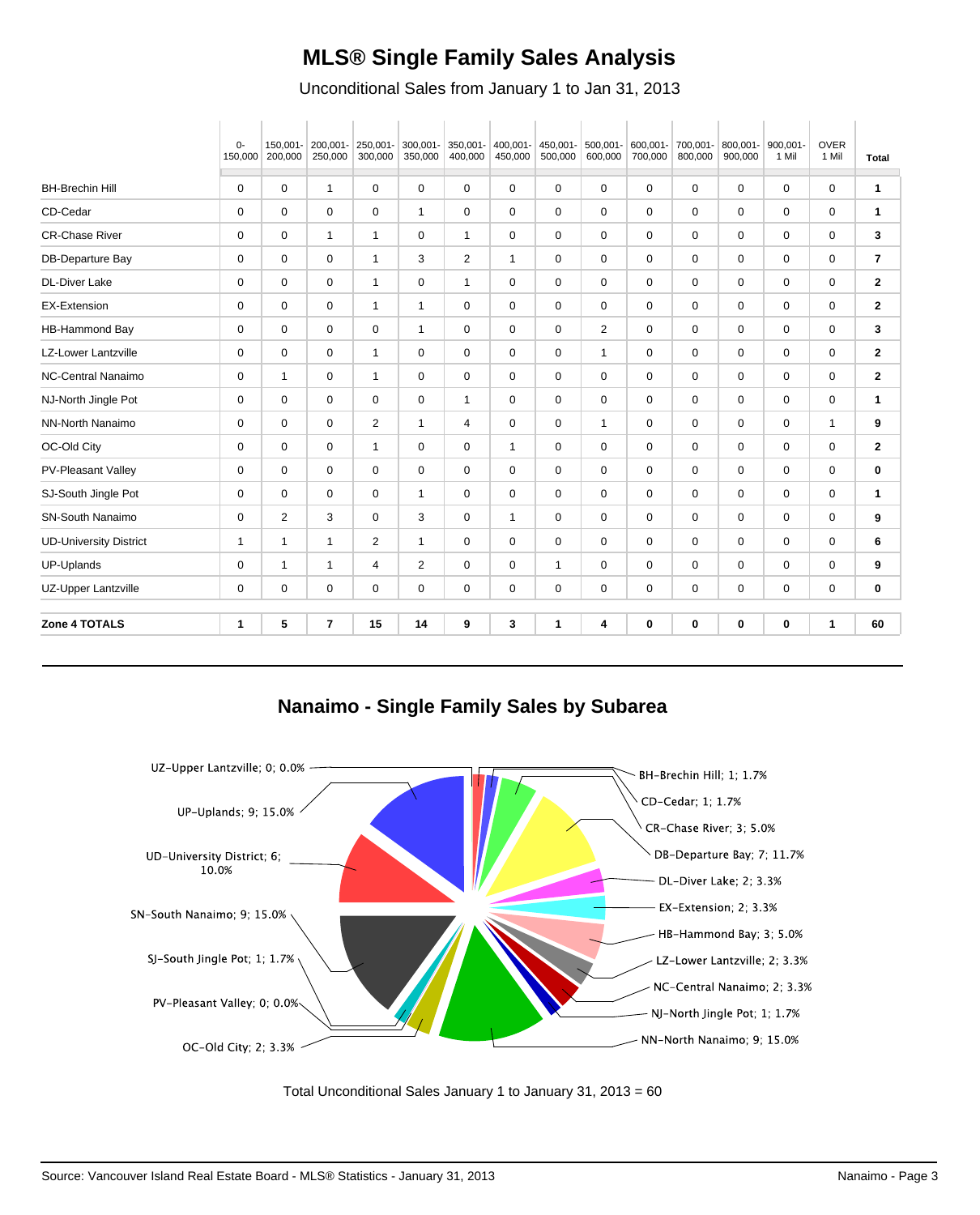# MLS® Single Family Sales Analysis

Unconditional Sales from January 1 to Jan 31, 2013

| | 0-150,000 | 150,001-200,000 | 200,001-250,000 | 250,001-300,000 | 300,001-350,000 | 350,001-400,000 | 400,001-450,000 | 450,001-500,000 | 500,001-600,000 | 600,001-700,000 | 700,001-800,000 | 800,001-900,000 | 900,001-1 Mil | OVER 1 Mil | Total |
|---|---|---|---|---|---|---|---|---|---|---|---|---|---|---|---|
| BH-Brechin Hill | 0 | 0 | 1 | 0 | 0 | 0 | 0 | 0 | 0 | 0 | 0 | 0 | 0 | 0 | **1** |
| CD-Cedar | 0 | 0 | 0 | 0 | 1 | 0 | 0 | 0 | 0 | 0 | 0 | 0 | 0 | 0 | **1** |
| CR-Chase River | 0 | 0 | 1 | 1 | 0 | 1 | 0 | 0 | 0 | 0 | 0 | 0 | 0 | 0 | **3** |
| DB-Departure Bay | 0 | 0 | 0 | 1 | 3 | 2 | 1 | 0 | 0 | 0 | 0 | 0 | 0 | 0 | **7** |
| DL-Diver Lake | 0 | 0 | 0 | 1 | 0 | 1 | 0 | 0 | 0 | 0 | 0 | 0 | 0 | 0 | **2** |
| EX-Extension | 0 | 0 | 0 | 1 | 1 | 0 | 0 | 0 | 0 | 0 | 0 | 0 | 0 | 0 | **2** |
| HB-Hammond Bay | 0 | 0 | 0 | 0 | 1 | 0 | 0 | 0 | 2 | 0 | 0 | 0 | 0 | 0 | **3** |
| LZ-Lower Lantzville | 0 | 0 | 0 | 1 | 0 | 0 | 0 | 0 | 1 | 0 | 0 | 0 | 0 | 0 | **2** |
| NC-Central Nanaimo | 0 | 1 | 0 | 1 | 0 | 0 | 0 | 0 | 0 | 0 | 0 | 0 | 0 | 0 | **2** |
| NJ-North Jingle Pot | 0 | 0 | 0 | 0 | 0 | 1 | 0 | 0 | 0 | 0 | 0 | 0 | 0 | 0 | **1** |
| NN-North Nanaimo | 0 | 0 | 0 | 2 | 1 | 4 | 0 | 0 | 1 | 0 | 0 | 0 | 0 | 1 | **9** |
| OC-Old City | 0 | 0 | 0 | 1 | 0 | 0 | 1 | 0 | 0 | 0 | 0 | 0 | 0 | 0 | **2** |
| PV-Pleasant Valley | 0 | 0 | 0 | 0 | 0 | 0 | 0 | 0 | 0 | 0 | 0 | 0 | 0 | 0 | **0** |
| SJ-South Jingle Pot | 0 | 0 | 0 | 0 | 1 | 0 | 0 | 0 | 0 | 0 | 0 | 0 | 0 | 0 | **1** |
| SN-South Nanaimo | 0 | 2 | 3 | 0 | 3 | 0 | 1 | 0 | 0 | 0 | 0 | 0 | 0 | 0 | **9** |
| UD-University District | 1 | 1 | 1 | 2 | 1 | 0 | 0 | 0 | 0 | 0 | 0 | 0 | 0 | 0 | **6** |
| UP-Uplands | 0 | 1 | 1 | 4 | 2 | 0 | 0 | 1 | 0 | 0 | 0 | 0 | 0 | 0 | **9** |
| UZ-Upper Lantzville | 0 | 0 | 0 | 0 | 0 | 0 | 0 | 0 | 0 | 0 | 0 | 0 | 0 | 0 | **0** |
| **Zone 4 TOTALS** | **1** | **5** | **7** | **15** | **14** | **9** | **3** | **1** | **4** | **0** | **0** | **0** | **0** | **1** | **60** |

## Nanaimo - Single Family Sales by Subarea

UZ-Upper Lantzville; 0; 0.0%
UP-Uplands; 9; 15.0%
UD-University District; 6; 10.0%
SN-South Nanaimo; 9; 15.0%
SJ-South Jingle Pot; 1; 1.7%
PV-Pleasant Valley; 0; 0.0%
OC-Old City; 2; 3.3%
BH-Brechin Hill; 1; 1.7%
CD-Cedar; 1; 1.7%
CR-Chase River; 3; 5.0%
DB-Departure Bay; 7; 11.7%
DL-Diver Lake; 2; 3.3%
EX-Extension; 2; 3.3%
HB-Hammond Bay; 3; 5.0%
LZ-Lower Lantzville; 2; 3.3%
NC-Central Nanaimo; 2; 3.3%
NJ-North Jingle Pot; 1; 1.7%
NN-North Nanaimo; 9; 15.0%

Total Unconditional Sales January 1 to January 31, 2013 = 60

Source: Vancouver Island Real Estate Board - MLS® Statistics - January 31, 2013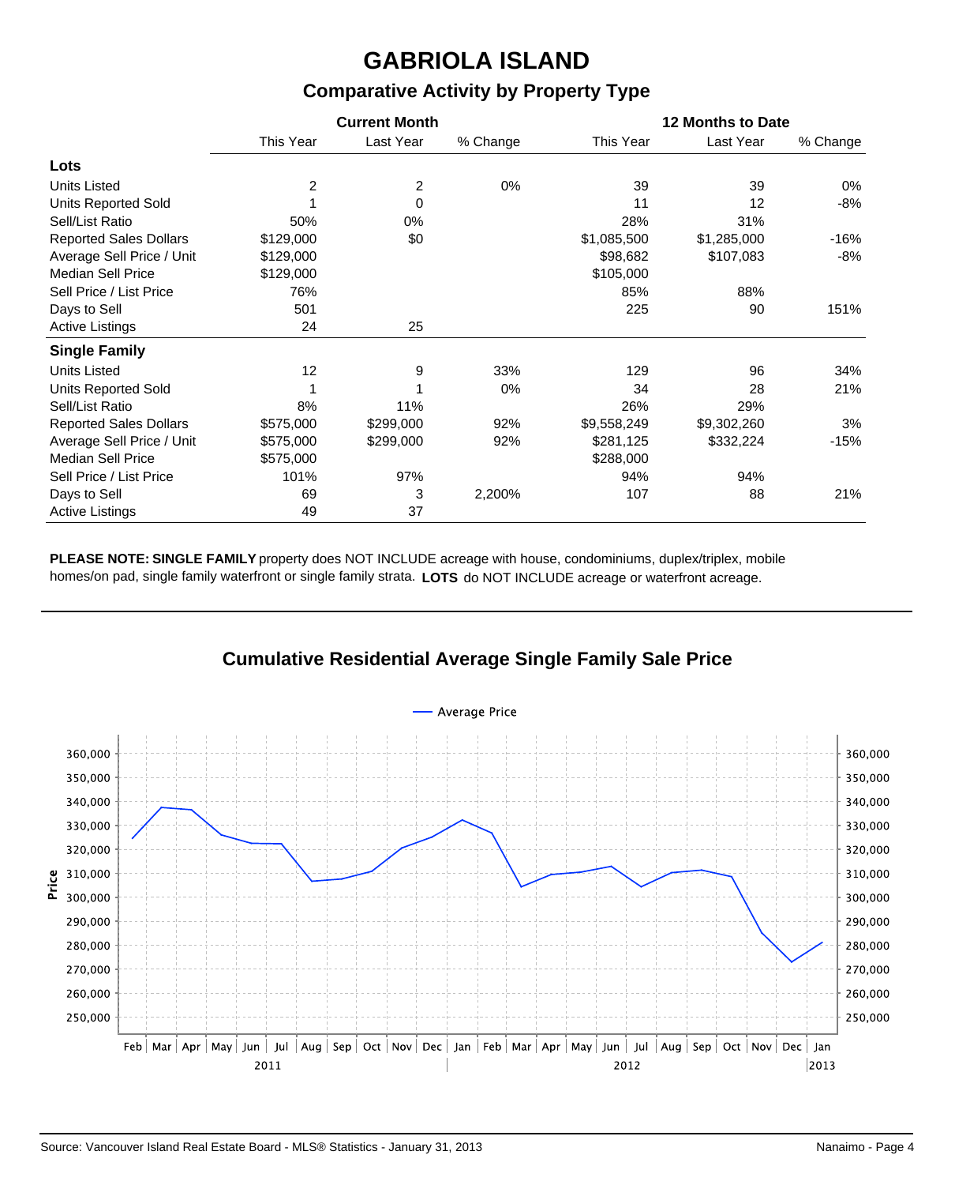# GABRIOLA ISLAND

## Comparative Activity by Property Type

| | Current Month | | | 12 Months to Date | | |
|---|---|---|---|---|---|---|
| | This Year | Last Year | % Change | This Year | Last Year | % Change |
| **Lots** | | | | | | |
| Units Listed | 2 | 2 | 0% | 39 | 39 | 0% |
| Units Reported Sold | 1 | 0 | | 11 | 12 | -8% |
| Sell/List Ratio | 50% | 0% | | 28% | 31% | |
| Reported Sales Dollars | $129,000 | $0 | | $1,085,500 | $1,285,000 | -16% |
| Average Sell Price / Unit | $129,000 | | | $98,682 | $107,083 | -8% |
| Median Sell Price | $129,000 | | | $105,000 | | |
| Sell Price / List Price | 76% | | | 85% | 88% | |
| Days to Sell | 501 | | | 225 | 90 | 151% |
| Active Listings | 24 | 25 | | | | |
| **Single Family** | | | | | | |
| Units Listed | 12 | 9 | 33% | 129 | 96 | 34% |
| Units Reported Sold | 1 | 1 | 0% | 34 | 28 | 21% |
| Sell/List Ratio | 8% | 11% | | 26% | 29% | |
| Reported Sales Dollars | $575,000 | $299,000 | 92% | $9,558,249 | $9,302,260 | 3% |
| Average Sell Price / Unit | $575,000 | $299,000 | 92% | $281,125 | $332,224 | -15% |
| Median Sell Price | $575,000 | | | $288,000 | | |
| Sell Price / List Price | 101% | 97% | | 94% | 94% | |
| Days to Sell | 69 | 3 | 2,200% | 107 | 88 | 21% |
| Active Listings | 49 | 37 | | | | |

**PLEASE NOTE: SINGLE FAMILY** property does NOT INCLUDE acreage with house, condominiums, duplex/triplex, mobile homes/on pad, single family waterfront or single family strata. **LOTS** do NOT INCLUDE acreage or waterfront acreage.

## Cumulative Residential Average Single Family Sale Price

Average Price

Price

360,000
350,000
340,000
330,000
320,000
310,000
300,000
290,000
280,000
270,000
260,000
250,000

Feb Mar Apr May Jun Jul Aug Sep Oct Nov Dec Jan Feb Mar Apr May Jun Jul Aug Sep Oct Nov Dec Jan

2011 2012 2013

Source: Vancouver Island Real Estate Board - MLS® Statistics - January 31, 2013